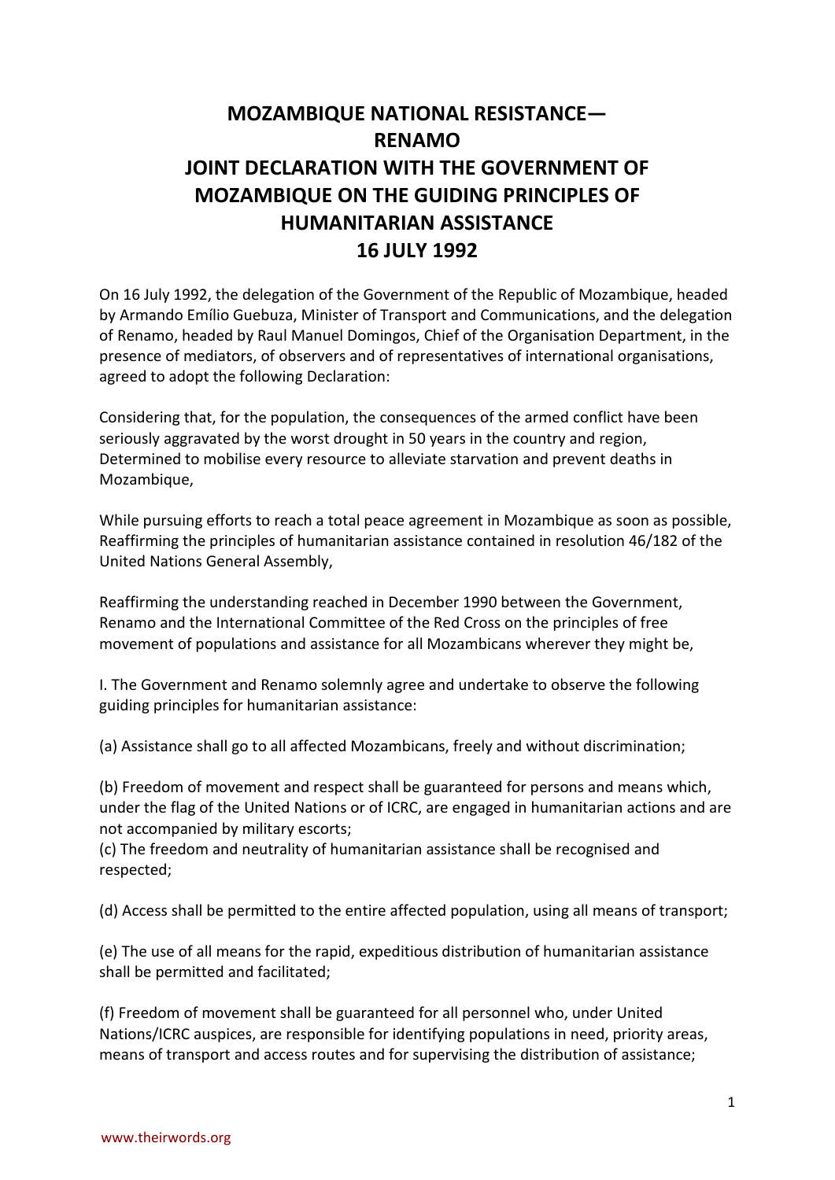# MOZAMBIQUE NATIONAL RESISTANCE—RENAMO
# JOINT DECLARATION WITH THE GOVERNMENT OF MOZAMBIQUE ON THE GUIDING PRINCIPLES OF HUMANITARIAN ASSISTANCE
# 16 JULY 1992

On 16 July 1992, the delegation of the Government of the Republic of Mozambique, headed by Armando Emílio Guebuza, Minister of Transport and Communications, and the delegation of Renamo, headed by Raul Manuel Domingos, Chief of the Organisation Department, in the presence of mediators, of observers and of representatives of international organisations, agreed to adopt the following Declaration:

Considering that, for the population, the consequences of the armed conflict have been seriously aggravated by the worst drought in 50 years in the country and region,
Determined to mobilise every resource to alleviate starvation and prevent deaths in Mozambique,

While pursuing efforts to reach a total peace agreement in Mozambique as soon as possible,
Reaffirming the principles of humanitarian assistance contained in resolution 46/182 of the United Nations General Assembly,

Reaffirming the understanding reached in December 1990 between the Government, Renamo and the International Committee of the Red Cross on the principles of free movement of populations and assistance for all Mozambicans wherever they might be,

I. The Government and Renamo solemnly agree and undertake to observe the following guiding principles for humanitarian assistance:

(a) Assistance shall go to all affected Mozambicans, freely and without discrimination;

(b) Freedom of movement and respect shall be guaranteed for persons and means which, under the flag of the United Nations or of ICRC, are engaged in humanitarian actions and are not accompanied by military escorts;

(c) The freedom and neutrality of humanitarian assistance shall be recognised and respected;

(d) Access shall be permitted to the entire affected population, using all means of transport;

(e) The use of all means for the rapid, expeditious distribution of humanitarian assistance shall be permitted and facilitated;

(f) Freedom of movement shall be guaranteed for all personnel who, under United Nations/ICRC auspices, are responsible for identifying populations in need, priority areas, means of transport and access routes and for supervising the distribution of assistance;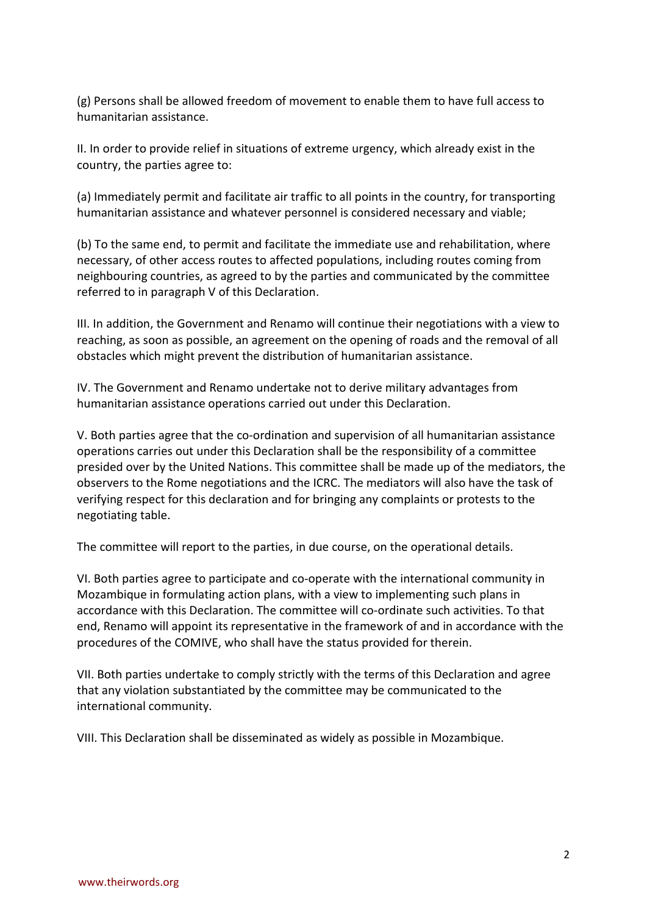(g) Persons shall be allowed freedom of movement to enable them to have full access to humanitarian assistance.

II. In order to provide relief in situations of extreme urgency, which already exist in the country, the parties agree to:

(a) Immediately permit and facilitate air traffic to all points in the country, for transporting humanitarian assistance and whatever personnel is considered necessary and viable;

(b) To the same end, to permit and facilitate the immediate use and rehabilitation, where necessary, of other access routes to affected populations, including routes coming from neighbouring countries, as agreed to by the parties and communicated by the committee referred to in paragraph V of this Declaration.

III. In addition, the Government and Renamo will continue their negotiations with a view to reaching, as soon as possible, an agreement on the opening of roads and the removal of all obstacles which might prevent the distribution of humanitarian assistance.

IV. The Government and Renamo undertake not to derive military advantages from humanitarian assistance operations carried out under this Declaration.

V. Both parties agree that the co-ordination and supervision of all humanitarian assistance operations carries out under this Declaration shall be the responsibility of a committee presided over by the United Nations. This committee shall be made up of the mediators, the observers to the Rome negotiations and the ICRC. The mediators will also have the task of verifying respect for this declaration and for bringing any complaints or protests to the negotiating table.

The committee will report to the parties, in due course, on the operational details.

VI. Both parties agree to participate and co-operate with the international community in Mozambique in formulating action plans, with a view to implementing such plans in accordance with this Declaration. The committee will co-ordinate such activities. To that end, Renamo will appoint its representative in the framework of and in accordance with the procedures of the COMIVE, who shall have the status provided for therein.

VII. Both parties undertake to comply strictly with the terms of this Declaration and agree that any violation substantiated by the committee may be communicated to the international community.

VIII. This Declaration shall be disseminated as widely as possible in Mozambique.